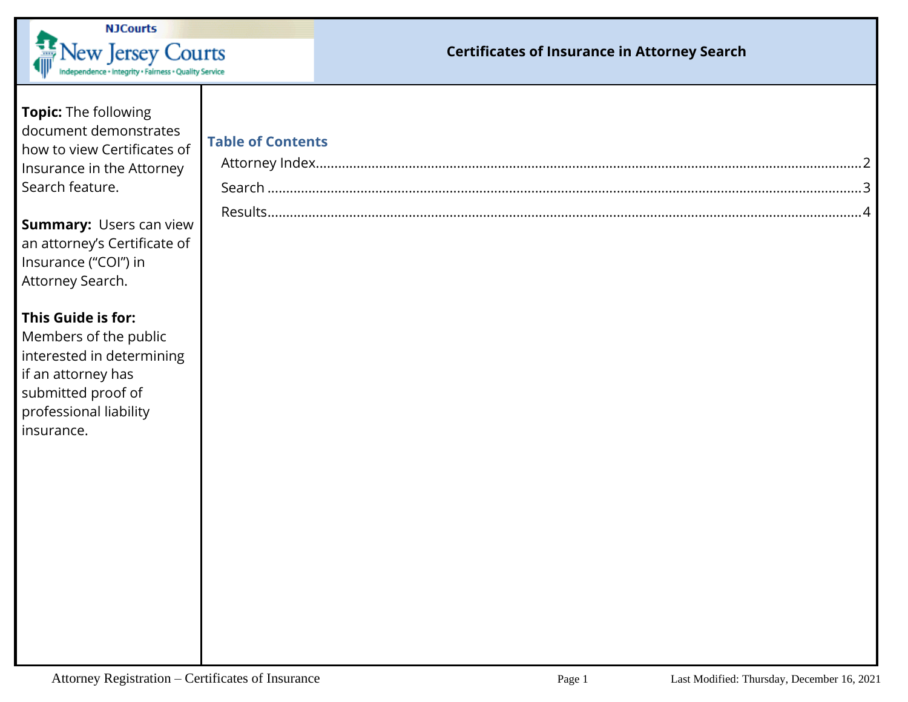# Certificates of Insurance in Attorney Search

**Topic:** The following document demonstrates how to view Certificates of Insurance in the Attorney Search feature.

**Summary:** Users can view an attorney's Certificate of Insurance ("COI") in Attorney Search.

**This Guide is for:** Members of the public interested in determining if an attorney has submitted proof of professional liability insurance.

## Table of Contents

- Attorney Index ........ 2
- Search ........ 3
- Results ........ 4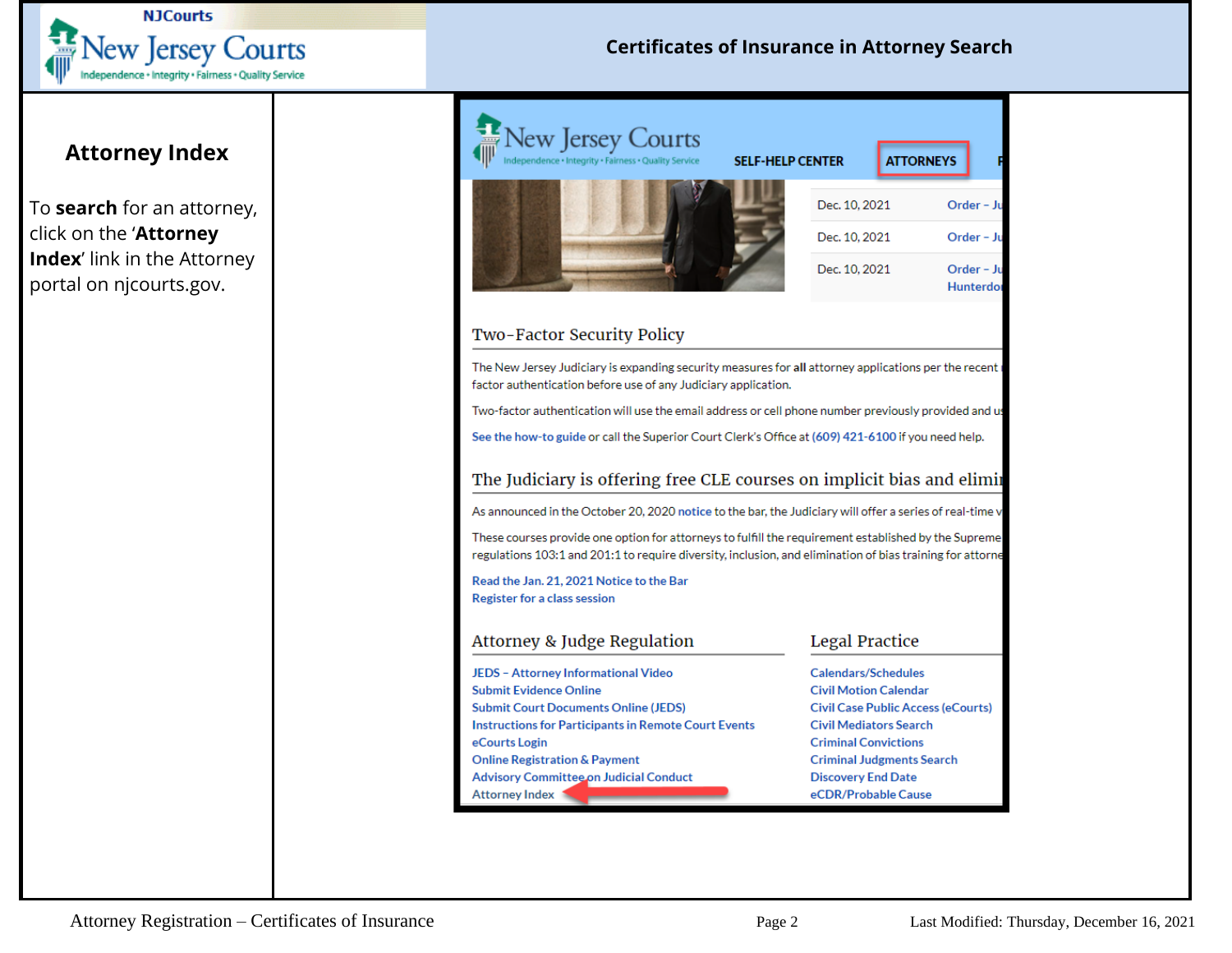# Certificates of Insurance in Attorney Search

## Attorney Index

To **search** for an attorney, click on the '**Attorney Index**' link in the Attorney portal on njcourts.gov.

New Jersey Courts
Independence • Integrity • Fairness • Quality Service

SELF-HELP CENTER | ATTORNEYS

Dec. 10, 2021 | Order – Ju
Dec. 10, 2021 | Order – Ju
Dec. 10, 2021 | Order – Ju Hunterdo

### Two-Factor Security Policy

The New Jersey Judiciary is expanding security measures for **all** attorney applications per the recent factor authentication before use of any Judiciary application.

Two-factor authentication will use the email address or cell phone number previously provided and u

See the how-to guide or call the Superior Court Clerk's Office at (609) 421-6100 if you need help.

### The Judiciary is offering free CLE courses on implicit bias and elimi

As announced in the October 20, 2020 notice to the bar, the Judiciary will offer a series of real-time v

These courses provide one option for attorneys to fulfill the requirement established by the Supreme regulations 103:1 and 201:1 to require diversity, inclusion, and elimination of bias training for attorne

Read the Jan. 21, 2021 Notice to the Bar
Register for a class session

### Attorney & Judge Regulation

- JEDS – Attorney Informational Video
- Submit Evidence Online
- Submit Court Documents Online (JEDS)
- Instructions for Participants in Remote Court Events
- eCourts Login
- Online Registration & Payment
- Advisory Committee on Judicial Conduct
- Attorney Index

### Legal Practice

- Calendars/Schedules
- Civil Motion Calendar
- Civil Case Public Access (eCourts)
- Civil Mediators Search
- Criminal Convictions
- Criminal Judgments Search
- Discovery End Date
- eCDR/Probable Cause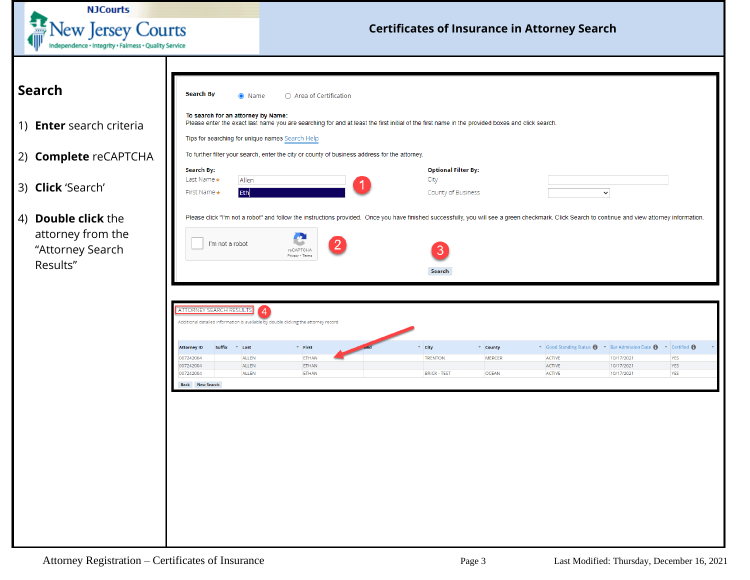# Certificates of Insurance in Attorney Search

## Search

1) **Enter** search criteria
2) **Complete** reCAPTCHA
3) **Click** 'Search'
4) **Double click** the attorney from the "Attorney Search Results"

**Search By** ◉ Name ○ Area of Certification

**To search for an attorney by Name:**
Please enter the exact last name you are searching for and at least the first initial of the first name in the provided boxes and click search.

Tips for searching for unique names Search Help

To further filter your search, enter the city or county of business address for the attorney.

**Search By:**
Last Name* Allen
First Name* Eth

**Optional Filter By:**
City
County of Business

Please click "I'm not a robot" and follow the instructions provided. Once you have finished successfully, you will see a green checkmark. Click Search to continue and view attorney information.

I'm not a robot

Search

ATTORNEY SEARCH RESULTS

Additional detailed information is available by double clicking the attorney record

| Attorney ID | Suffix | Last | First | Mid | City | County | Good Standing Status | Bar Admission Date | Certified |
|---|---|---|---|---|---|---|---|---|---|
| 007242004 | | ALLEN | ETHAN | | TRENTON | MERCER | ACTIVE | 10/17/2021 | YES |
| 007242004 | | ALLEN | ETHAN | | | | ACTIVE | 10/17/2021 | YES |
| 007242004 | | ALLEN | ETHAN | | BRICK - TEST | OCEAN | ACTIVE | 10/17/2021 | YES |

Back | New Search

Attorney Registration – Certificates of Insurance — Last Modified: Thursday, December 16, 2021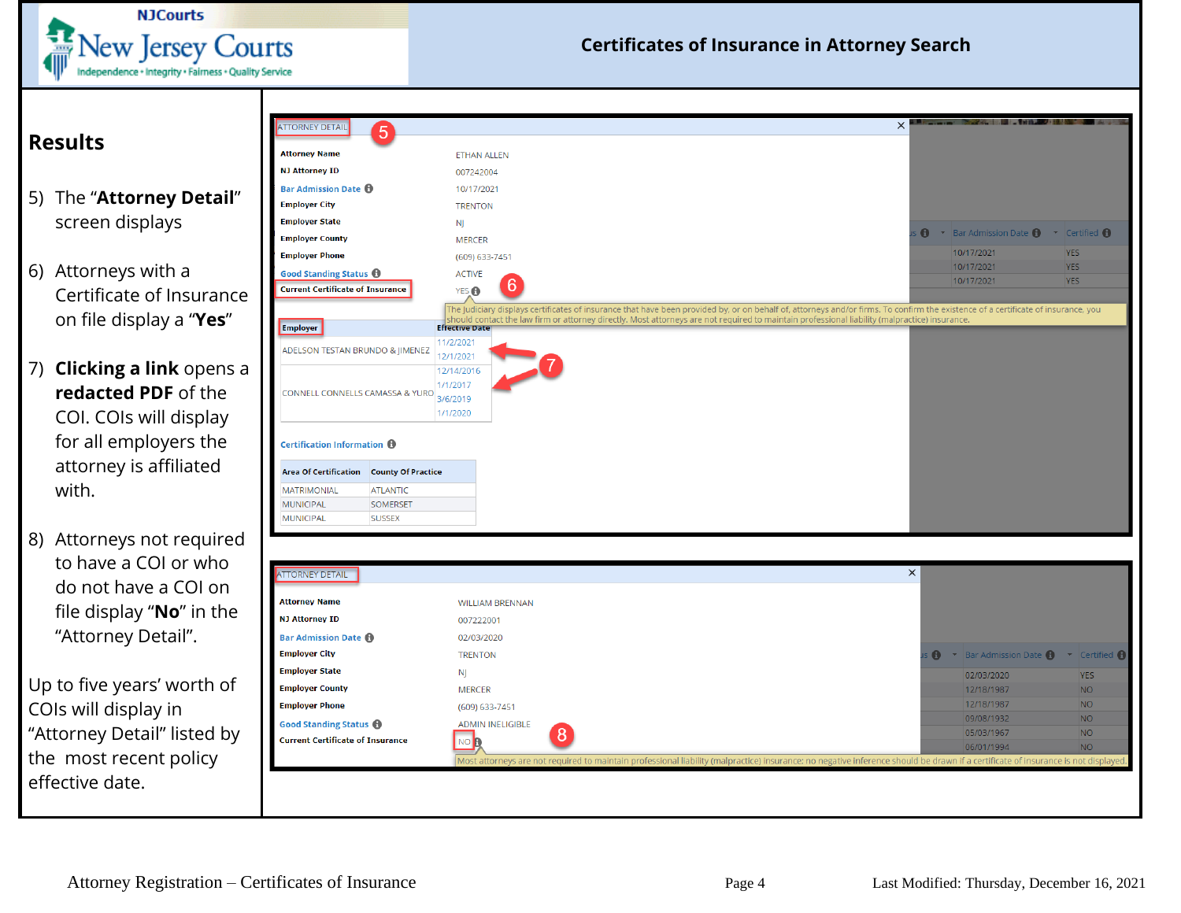# Certificates of Insurance in Attorney Search

## Results

5) The "**Attorney Detail**" screen displays

6) Attorneys with a Certificate of Insurance on file display a "**Yes**"

7) **Clicking a link** opens a **redacted PDF** of the COI. COIs will display for all employers the attorney is affiliated with.

8) Attorneys not required to have a COI or who do not have a COI on file display "**No**" in the "Attorney Detail".

Up to five years' worth of COIs will display in "Attorney Detail" listed by the most recent policy effective date.

ATTORNEY DETAIL (5)

| | |
|---|---|
| Attorney Name | ETHAN ALLEN |
| NJ Attorney ID | 007242004 |
| Bar Admission Date | 10/17/2021 |
| Employer City | TRENTON |
| Employer State | NJ |
| Employer County | MERCER |
| Employer Phone | (609) 633-7451 |
| Good Standing Status | ACTIVE |
| Current Certificate of Insurance | YES (6) |

The Judiciary displays certificates of insurance that have been provided by, or on behalf of, attorneys and/or firms. To confirm the existence of a certificate of insurance, you should contact the law firm or attorney directly. Most attorneys are not required to maintain professional liability (malpractice) insurance.

| Employer | Effective Date |
|---|---|
| ADELSON TESTAN BRUNDO & JIMENEZ | 11/2/2021<br>12/1/2021 |
| CONNELL CONNELLS CAMASSA & YURO | 12/14/2016<br>1/1/2017<br>3/6/2019<br>1/1/2020 |

(7)

Certification Information

| Area Of Certification | County Of Practice |
|---|---|
| MATRIMONIAL | ATLANTIC |
| MUNICIPAL | SOMERSET |
| MUNICIPAL | SUSSEX |

ATTORNEY DETAIL

| | |
|---|---|
| Attorney Name | WILLIAM BRENNAN |
| NJ Attorney ID | 007222001 |
| Bar Admission Date | 02/03/2020 |
| Employer City | TRENTON |
| Employer State | NJ |
| Employer County | MERCER |
| Employer Phone | (609) 633-7451 |
| Good Standing Status | ADMIN INELIGIBLE |
| Current Certificate of Insurance | NO (8) |

Most attorneys are not required to maintain professional liability (malpractice) insurance; no negative inference should be drawn if a certificate of insurance is not displayed.

Attorney Registration – Certificates of Insurance

Last Modified: Thursday, December 16, 2021